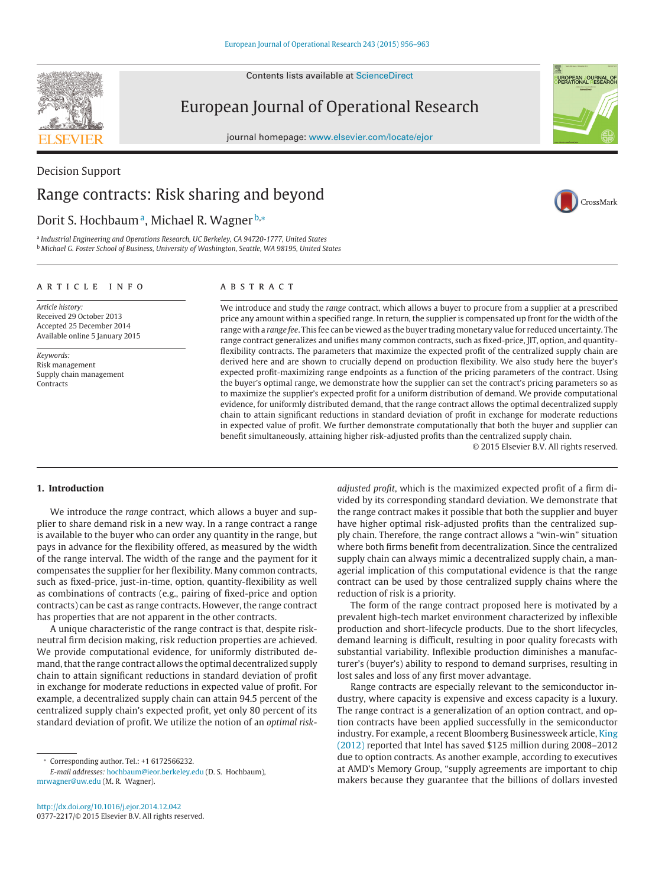Decision Support

# Range contracts: Risk sharing and beyond

Dorit S. Hochbaum [a], Michael R. Wagner [b,*]

[a] Industrial Engineering and Operations Research, UC Berkeley, CA 94720-1777, United States
[b] Michael G. Foster School of Business, University of Washington, Seattle, WA 98195, United States

**ARTICLE INFO**

*Article history:*
Received 29 October 2013
Accepted 25 December 2014
Available online 5 January 2015

*Keywords:*
Risk management
Supply chain management
Contracts

**ABSTRACT**

We introduce and study the *range* contract, which allows a buyer to procure from a supplier at a prescribed price any amount within a specified range. In return, the supplier is compensated up front for the width of the range with a *range fee*. This fee can be viewed as the buyer trading monetary value for reduced uncertainty. The range contract generalizes and unifies many common contracts, such as fixed-price, JIT, option, and quantity-flexibility contracts. The parameters that maximize the expected profit of the centralized supply chain are derived here and are shown to crucially depend on production flexibility. We also study here the buyer's expected profit-maximizing range endpoints as a function of the pricing parameters of the contract. Using the buyer's optimal range, we demonstrate how the supplier can set the contract's pricing parameters so as to maximize the supplier's expected profit for a uniform distribution of demand. We provide computational evidence, for uniformly distributed demand, that the range contract allows the optimal decentralized supply chain to attain significant reductions in standard deviation of profit in exchange for moderate reductions in expected value of profit. We further demonstrate computationally that both the buyer and supplier can benefit simultaneously, attaining higher risk-adjusted profits than the centralized supply chain.

© 2015 Elsevier B.V. All rights reserved.

## 1. Introduction

We introduce the *range* contract, which allows a buyer and supplier to share demand risk in a new way. In a range contract a range is available to the buyer who can order any quantity in the range, but pays in advance for the flexibility offered, as measured by the width of the range interval. The width of the range and the payment for it compensates the supplier for her flexibility. Many common contracts, such as fixed-price, just-in-time, option, quantity-flexibility as well as combinations of contracts (e.g., pairing of fixed-price and option contracts) can be cast as range contracts. However, the range contract has properties that are not apparent in the other contracts.

A unique characteristic of the range contract is that, despite risk-neutral firm decision making, risk reduction properties are achieved. We provide computational evidence, for uniformly distributed demand, that the range contract allows the optimal decentralized supply chain to attain significant reductions in standard deviation of profit in exchange for moderate reductions in expected value of profit. For example, a decentralized supply chain can attain 94.5 percent of the centralized supply chain's expected profit, yet only 80 percent of its standard deviation of profit. We utilize the notion of an *optimal risk-adjusted profit*, which is the maximized expected profit of a firm divided by its corresponding standard deviation. We demonstrate that the range contract makes it possible that both the supplier and buyer have higher optimal risk-adjusted profits than the centralized supply chain. Therefore, the range contract allows a "win-win" situation where both firms benefit from decentralization. Since the centralized supply chain can always mimic a decentralized supply chain, a managerial implication of this computational evidence is that the range contract can be used by those centralized supply chains where the reduction of risk is a priority.

The form of the range contract proposed here is motivated by a prevalent high-tech market environment characterized by inflexible production and short-lifecycle products. Due to the short lifecycles, demand learning is difficult, resulting in poor quality forecasts with substantial variability. Inflexible production diminishes a manufacturer's (buyer's) ability to respond to demand surprises, resulting in lost sales and loss of any first mover advantage.

Range contracts are especially relevant to the semiconductor industry, where capacity is expensive and excess capacity is a luxury. The range contract is a generalization of an option contract, and option contracts have been applied successfully in the semiconductor industry. For example, a recent Bloomberg Businessweek article, King (2012) reported that Intel has saved $125 million during 2008–2012 due to option contracts. As another example, according to executives at AMD's Memory Group, "supply agreements are important to chip makers because they guarantee that the billions of dollars invested

* Corresponding author. Tel.: +1 6172566232.
*E-mail addresses:* hochbaum@ieor.berkeley.edu (D. S. Hochbaum), mrwagner@uw.edu (M. R. Wagner).

http://dx.doi.org/10.1016/j.ejor.2014.12.042
0377-2217/© 2015 Elsevier B.V. All rights reserved.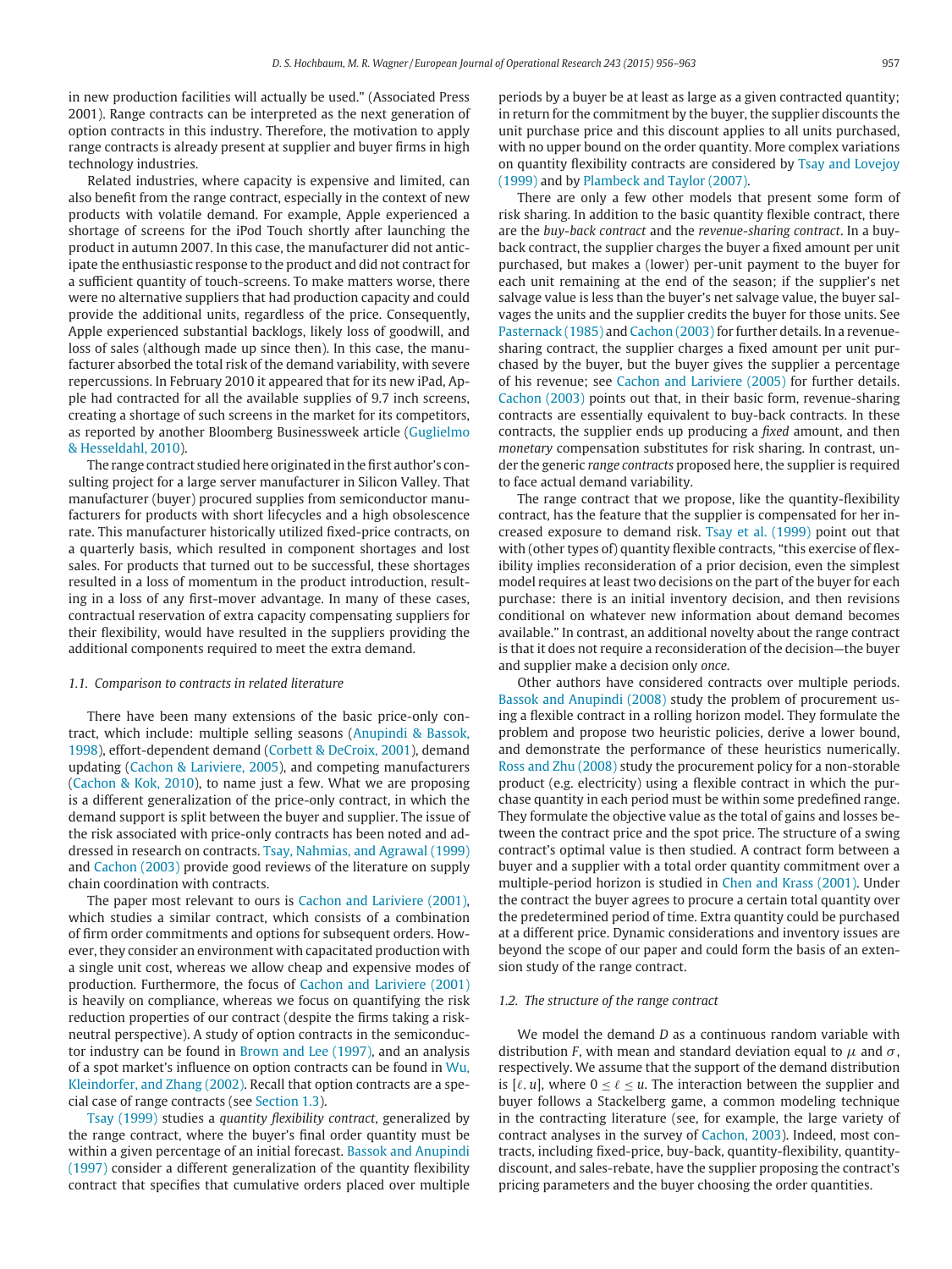in new production facilities will actually be used." (Associated Press 2001). Range contracts can be interpreted as the next generation of option contracts in this industry. Therefore, the motivation to apply range contracts is already present at supplier and buyer firms in high technology industries.

Related industries, where capacity is expensive and limited, can also benefit from the range contract, especially in the context of new products with volatile demand. For example, Apple experienced a shortage of screens for the iPod Touch shortly after launching the product in autumn 2007. In this case, the manufacturer did not anticipate the enthusiastic response to the product and did not contract for a sufficient quantity of touch-screens. To make matters worse, there were no alternative suppliers that had production capacity and could provide the additional units, regardless of the price. Consequently, Apple experienced substantial backlogs, likely loss of goodwill, and loss of sales (although made up since then). In this case, the manufacturer absorbed the total risk of the demand variability, with severe repercussions. In February 2010 it appeared that for its new iPad, Apple had contracted for all the available supplies of 9.7 inch screens, creating a shortage of such screens in the market for its competitors, as reported by another Bloomberg Businessweek article (Guglielmo & Hesseldahl, 2010).

The range contract studied here originated in the first author's consulting project for a large server manufacturer in Silicon Valley. That manufacturer (buyer) procured supplies from semiconductor manufacturers for products with short lifecycles and a high obsolescence rate. This manufacturer historically utilized fixed-price contracts, on a quarterly basis, which resulted in component shortages and lost sales. For products that turned out to be successful, these shortages resulted in a loss of momentum in the product introduction, resulting in a loss of any first-mover advantage. In many of these cases, contractual reservation of extra capacity compensating suppliers for their flexibility, would have resulted in the suppliers providing the additional components required to meet the extra demand.

### 1.1. Comparison to contracts in related literature

There have been many extensions of the basic price-only contract, which include: multiple selling seasons (Anupindi & Bassok, 1998), effort-dependent demand (Corbett & DeCroix, 2001), demand updating (Cachon & Lariviere, 2005), and competing manufacturers (Cachon & Kok, 2010), to name just a few. What we are proposing is a different generalization of the price-only contract, in which the demand support is split between the buyer and supplier. The issue of the risk associated with price-only contracts has been noted and addressed in research on contracts. Tsay, Nahmias, and Agrawal (1999) and Cachon (2003) provide good reviews of the literature on supply chain coordination with contracts.

The paper most relevant to ours is Cachon and Lariviere (2001), which studies a similar contract, which consists of a combination of firm order commitments and options for subsequent orders. However, they consider an environment with capacitated production with a single unit cost, whereas we allow cheap and expensive modes of production. Furthermore, the focus of Cachon and Lariviere (2001) is heavily on compliance, whereas we focus on quantifying the risk reduction properties of our contract (despite the firms taking a risk-neutral perspective). A study of option contracts in the semiconductor industry can be found in Brown and Lee (1997), and an analysis of a spot market's influence on option contracts can be found in Wu, Kleindorfer, and Zhang (2002). Recall that option contracts are a special case of range contracts (see Section 1.3).

Tsay (1999) studies a *quantity flexibility contract*, generalized by the range contract, where the buyer's final order quantity must be within a given percentage of an initial forecast. Bassok and Anupindi (1997) consider a different generalization of the quantity flexibility contract that specifies that cumulative orders placed over multiple periods by a buyer be at least as large as a given contracted quantity; in return for the commitment by the buyer, the supplier discounts the unit purchase price and this discount applies to all units purchased, with no upper bound on the order quantity. More complex variations on quantity flexibility contracts are considered by Tsay and Lovejoy (1999) and by Plambeck and Taylor (2007).

There are only a few other models that present some form of risk sharing. In addition to the basic quantity flexible contract, there are the *buy-back contract* and the *revenue-sharing contract*. In a buy-back contract, the supplier charges the buyer a fixed amount per unit purchased, but makes a (lower) per-unit payment to the buyer for each unit remaining at the end of the season; if the supplier's net salvage value is less than the buyer's net salvage value, the buyer salvages the units and the supplier credits the buyer for those units. See Pasternack (1985) and Cachon (2003) for further details. In a revenue-sharing contract, the supplier charges a fixed amount per unit purchased by the buyer, but the buyer gives the supplier a percentage of his revenue; see Cachon and Lariviere (2005) for further details. Cachon (2003) points out that, in their basic form, revenue-sharing contracts are essentially equivalent to buy-back contracts. In these contracts, the supplier ends up producing a *fixed* amount, and then *monetary* compensation substitutes for risk sharing. In contrast, under the generic *range contracts* proposed here, the supplier is required to face actual demand variability.

The range contract that we propose, like the quantity-flexibility contract, has the feature that the supplier is compensated for her increased exposure to demand risk. Tsay et al. (1999) point out that with (other types of) quantity flexible contracts, "this exercise of flexibility implies reconsideration of a prior decision, even the simplest model requires at least two decisions on the part of the buyer for each purchase: there is an initial inventory decision, and then revisions conditional on whatever new information about demand becomes available." In contrast, an additional novelty about the range contract is that it does not require a reconsideration of the decision—the buyer and supplier make a decision only *once*.

Other authors have considered contracts over multiple periods. Bassok and Anupindi (2008) study the problem of procurement using a flexible contract in a rolling horizon model. They formulate the problem and propose two heuristic policies, derive a lower bound, and demonstrate the performance of these heuristics numerically. Ross and Zhu (2008) study the procurement policy for a non-storable product (e.g. electricity) using a flexible contract in which the purchase quantity in each period must be within some predefined range. They formulate the objective value as the total of gains and losses between the contract price and the spot price. The structure of a swing contract's optimal value is then studied. A contract form between a buyer and a supplier with a total order quantity commitment over a multiple-period horizon is studied in Chen and Krass (2001). Under the contract the buyer agrees to procure a certain total quantity over the predetermined period of time. Extra quantity could be purchased at a different price. Dynamic considerations and inventory issues are beyond the scope of our paper and could form the basis of an extension study of the range contract.

### 1.2. The structure of the range contract

We model the demand $D$ as a continuous random variable with distribution $F$, with mean and standard deviation equal to $\mu$ and $\sigma$, respectively. We assume that the support of the demand distribution is $[\ell, u]$, where $0 \leq \ell \leq u$. The interaction between the supplier and buyer follows a Stackelberg game, a common modeling technique in the contracting literature (see, for example, the large variety of contract analyses in the survey of Cachon, 2003). Indeed, most contracts, including fixed-price, buy-back, quantity-flexibility, quantity-discount, and sales-rebate, have the supplier proposing the contract's pricing parameters and the buyer choosing the order quantities.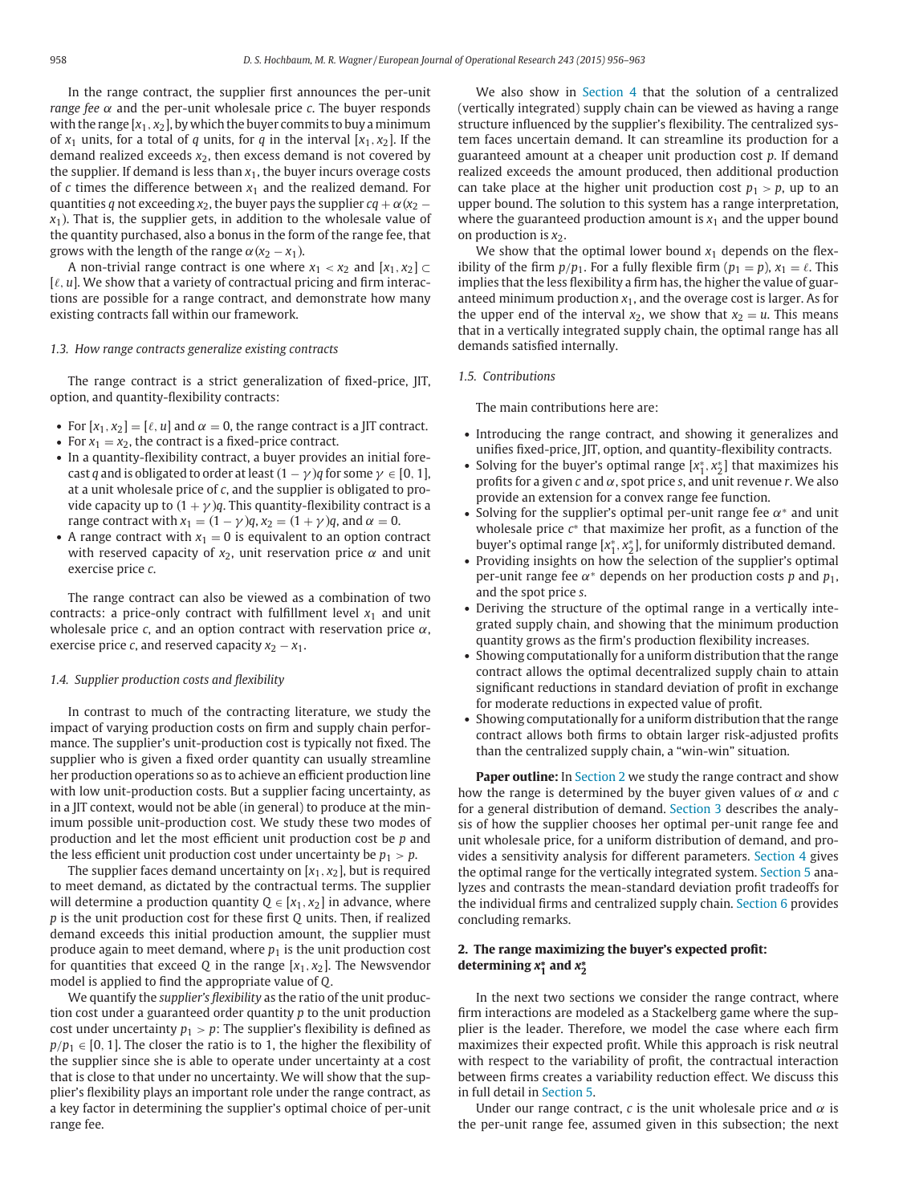In the range contract, the supplier first announces the per-unit *range fee* $\alpha$ and the per-unit wholesale price $c$. The buyer responds with the range $[x_1, x_2]$, by which the buyer commits to buy a minimum of $x_1$ units, for a total of $q$ units, for $q$ in the interval $[x_1, x_2]$. If the demand realized exceeds $x_2$, then excess demand is not covered by the supplier. If demand is less than $x_1$, the buyer incurs overage costs of $c$ times the difference between $x_1$ and the realized demand. For quantities $q$ not exceeding $x_2$, the buyer pays the supplier $cq + \alpha(x_2 - x_1)$. That is, the supplier gets, in addition to the wholesale value of the quantity purchased, also a bonus in the form of the range fee, that grows with the length of the range $\alpha(x_2 - x_1)$.

A non-trivial range contract is one where $x_1 < x_2$ and $[x_1, x_2] \subset [\ell, u]$. We show that a variety of contractual pricing and firm interactions are possible for a range contract, and demonstrate how many existing contracts fall within our framework.

### 1.3. How range contracts generalize existing contracts

The range contract is a strict generalization of fixed-price, JIT, option, and quantity-flexibility contracts:

- For $[x_1, x_2] = [\ell, u]$ and $\alpha = 0$, the range contract is a JIT contract.
- For $x_1 = x_2$, the contract is a fixed-price contract.
- In a quantity-flexibility contract, a buyer provides an initial forecast $q$ and is obligated to order at least $(1 - \gamma)q$ for some $\gamma \in [0, 1]$, at a unit wholesale price of $c$, and the supplier is obligated to provide capacity up to $(1 + \gamma)q$. This quantity-flexibility contract is a range contract with $x_1 = (1 - \gamma)q$, $x_2 = (1 + \gamma)q$, and $\alpha = 0$.
- A range contract with $x_1 = 0$ is equivalent to an option contract with reserved capacity of $x_2$, unit reservation price $\alpha$ and unit exercise price $c$.

The range contract can also be viewed as a combination of two contracts: a price-only contract with fulfillment level $x_1$ and unit wholesale price $c$, and an option contract with reservation price $\alpha$, exercise price $c$, and reserved capacity $x_2 - x_1$.

### 1.4. Supplier production costs and flexibility

In contrast to much of the contracting literature, we study the impact of varying production costs on firm and supply chain performance. The supplier's unit-production cost is typically not fixed. The supplier who is given a fixed order quantity can usually streamline her production operations so as to achieve an efficient production line with low unit-production costs. But a supplier facing uncertainty, as in a JIT context, would not be able (in general) to produce at the minimum possible unit-production cost. We study these two modes of production and let the most efficient unit production cost be $p$ and the less efficient unit production cost under uncertainty be $p_1 > p$.

The supplier faces demand uncertainty on $[x_1, x_2]$, but is required to meet demand, as dictated by the contractual terms. The supplier will determine a production quantity $Q \in [x_1, x_2]$ in advance, where $p$ is the unit production cost for these first $Q$ units. Then, if realized demand exceeds this initial production amount, the supplier must produce again to meet demand, where $p_1$ is the unit production cost for quantities that exceed $Q$ in the range $[x_1, x_2]$. The Newsvendor model is applied to find the appropriate value of $Q$.

We quantify the *supplier's flexibility* as the ratio of the unit production cost under a guaranteed order quantity $p$ to the unit production cost under uncertainty $p_1 > p$: The supplier's flexibility is defined as $p/p_1 \in [0, 1]$. The closer the ratio is to 1, the higher the flexibility of the supplier since she is able to operate under uncertainty at a cost that is close to that under no uncertainty. We will show that the supplier's flexibility plays an important role under the range contract, as a key factor in determining the supplier's optimal choice of per-unit range fee.

We also show in Section 4 that the solution of a centralized (vertically integrated) supply chain can be viewed as having a range structure influenced by the supplier's flexibility. The centralized system faces uncertain demand. It can streamline its production for a guaranteed amount at a cheaper unit production cost $p$. If demand realized exceeds the amount produced, then additional production can take place at the higher unit production cost $p_1 > p$, up to an upper bound. The solution to this system has a range interpretation, where the guaranteed production amount is $x_1$ and the upper bound on production is $x_2$.

We show that the optimal lower bound $x_1$ depends on the flexibility of the firm $p/p_1$. For a fully flexible firm ($p_1 = p$), $x_1 = \ell$. This implies that the less flexibility a firm has, the higher the value of guaranteed minimum production $x_1$, and the average cost is larger. As for the upper end of the interval $x_2$, we show that $x_2 = u$. This means that in a vertically integrated supply chain, the optimal range has all demands satisfied internally.

### 1.5. Contributions

The main contributions here are:

- Introducing the range contract, and showing it generalizes and unifies fixed-price, JIT, option, and quantity-flexibility contracts.
- Solving for the buyer's optimal range $[x_1^*, x_2^*]$ that maximizes his profits for a given $c$ and $\alpha$, spot price $s$, and unit revenue $r$. We also provide an extension for a convex range fee function.
- Solving for the supplier's optimal per-unit range fee $\alpha^*$ and unit wholesale price $c^*$ that maximize her profit, as a function of the buyer's optimal range $[x_1^*, x_2^*]$, for uniformly distributed demand.
- Providing insights on how the selection of the supplier's optimal per-unit range fee $\alpha^*$ depends on her production costs $p$ and $p_1$, and the spot price $s$.
- Deriving the structure of the optimal range in a vertically integrated supply chain, and showing that the minimum production quantity grows as the firm's production flexibility increases.
- Showing computationally for a uniform distribution that the range contract allows the optimal decentralized supply chain to attain significant reductions in standard deviation of profit in exchange for moderate reductions in expected value of profit.
- Showing computationally for a uniform distribution that the range contract allows both firms to obtain larger risk-adjusted profits than the centralized supply chain, a "win-win" situation.

**Paper outline:** In Section 2 we study the range contract and show how the range is determined by the buyer given values of $\alpha$ and $c$ for a general distribution of demand. Section 3 describes the analysis of how the supplier chooses her optimal per-unit range fee and unit wholesale price, for a uniform distribution of demand, and provides a sensitivity analysis for different parameters. Section 4 gives the optimal range for the vertically integrated system. Section 5 analyzes and contrasts the mean-standard deviation profit tradeoffs for the individual firms and centralized supply chain. Section 6 provides concluding remarks.

## 2. The range maximizing the buyer's expected profit: determining $x_1^*$ and $x_2^*$

In the next two sections we consider the range contract, where firm interactions are modeled as a Stackelberg game where the supplier is the leader. Therefore, we model the case where each firm maximizes their expected profit. While this approach is risk neutral with respect to the variability of profit, the contractual interaction between firms creates a variability reduction effect. We discuss this in full detail in Section 5.

Under our range contract, $c$ is the unit wholesale price and $\alpha$ is the per-unit range fee, assumed given in this subsection; the next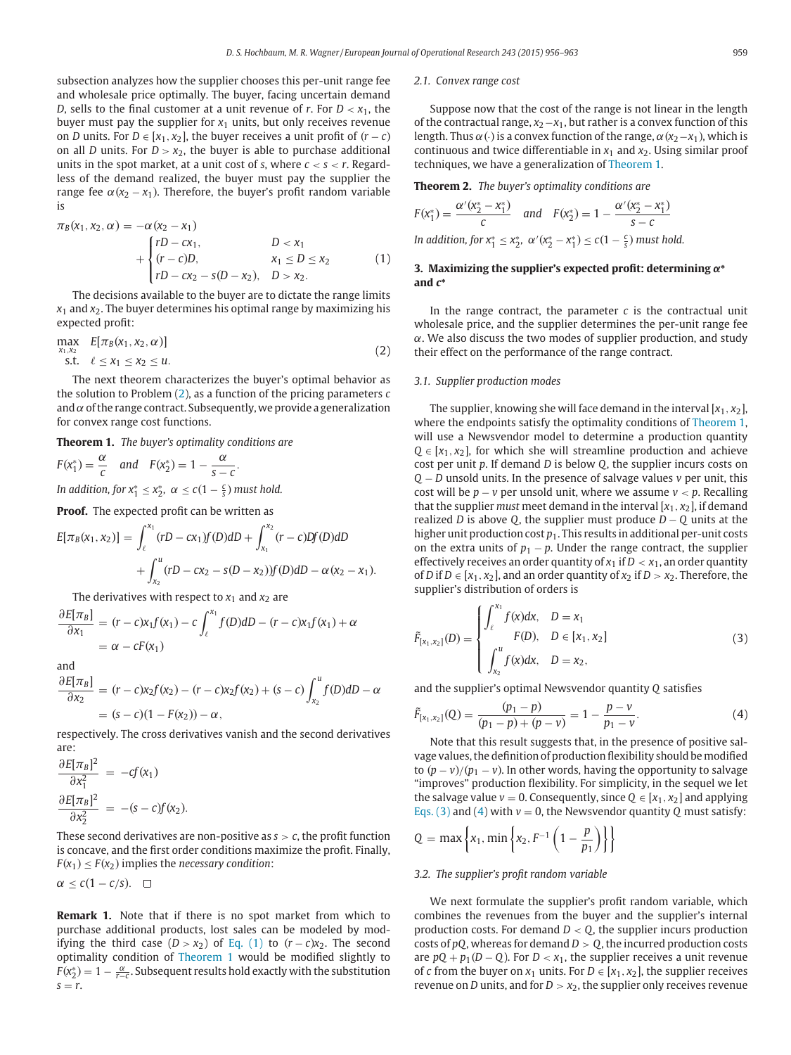subsection analyzes how the supplier chooses this per-unit range fee and wholesale price optimally. The buyer, facing uncertain demand $D$, sells to the final customer at a unit revenue of $r$. For $D < x_1$, the buyer must pay the supplier for $x_1$ units, but only receives revenue on $D$ units. For $D \in [x_1, x_2]$, the buyer receives a unit profit of $(r - c)$ on all $D$ units. For $D > x_2$, the buyer is able to purchase additional units in the spot market, at a unit cost of $s$, where $c < s < r$. Regardless of the demand realized, the buyer must pay the supplier the range fee $\alpha(x_2 - x_1)$. Therefore, the buyer's profit random variable is

$$\pi_B(x_1, x_2, \alpha) = -\alpha(x_2 - x_1) + \begin{cases} rD - cx_1, & D < x_1 \\ (r - c)D, & x_1 \le D \le x_2 \\ rD - cx_2 - s(D - x_2), & D > x_2. \end{cases} \quad (1)$$

The decisions available to the buyer are to dictate the range limits $x_1$ and $x_2$. The buyer determines his optimal range by maximizing his expected profit:

$$\begin{aligned} \max_{x_1, x_2} \quad & E[\pi_B(x_1, x_2, \alpha)] \\ \text{s.t.} \quad & \ell \le x_1 \le x_2 \le u. \end{aligned} \quad (2)$$

The next theorem characterizes the buyer's optimal behavior as the solution to Problem (2), as a function of the pricing parameters $c$ and $\alpha$ of the range contract. Subsequently, we provide a generalization for convex range cost functions.

**Theorem 1.** *The buyer's optimality conditions are*

$$F(x_1^*) = \frac{\alpha}{c} \quad \textit{and} \quad F(x_2^*) = 1 - \frac{\alpha}{s - c}.$$

*In addition, for* $x_1^* \le x_2^*$, $\alpha \le c(1 - \frac{c}{s})$ *must hold.*

**Proof.** The expected profit can be written as

$$E[\pi_B(x_1, x_2)] = \int_{\ell}^{x_1} (rD - cx_1) f(D) dD + \int_{x_1}^{x_2} (r - c) D f(D) dD + \int_{x_2}^{u} (rD - cx_2 - s(D - x_2)) f(D) dD - \alpha(x_2 - x_1).$$

The derivatives with respect to $x_1$ and $x_2$ are

$$\begin{aligned} \frac{\partial E[\pi_B]}{\partial x_1} &= (r - c)x_1 f(x_1) - c\int_{\ell}^{x_1} f(D) dD - (r - c)x_1 f(x_1) + \alpha \\ &= \alpha - cF(x_1) \end{aligned}$$

and

$$\begin{aligned} \frac{\partial E[\pi_B]}{\partial x_2} &= (r - c)x_2 f(x_2) - (r - c)x_2 f(x_2) + (s - c)\int_{x_2}^{u} f(D) dD - \alpha \\ &= (s - c)(1 - F(x_2)) - \alpha, \end{aligned}$$

respectively. The cross derivatives vanish and the second derivatives are:

$$\begin{aligned} \frac{\partial E[\pi_B]^2}{\partial x_1^2} &= -cf(x_1) \\ \frac{\partial E[\pi_B]^2}{\partial x_2^2} &= -(s - c)f(x_2). \end{aligned}$$

These second derivatives are non-positive as $s > c$, the profit function is concave, and the first order conditions maximize the profit. Finally, $F(x_1) \le F(x_2)$ implies the *necessary condition*:

$\alpha \le c(1 - c/s)$. $\square$

**Remark 1.** Note that if there is no spot market from which to purchase additional products, lost sales can be modeled by modifying the third case $(D > x_2)$ of Eq. (1) to $(r - c)x_2$. The second optimality condition of Theorem 1 would be modified slightly to $F(x_2^*) = 1 - \frac{\alpha}{r - c}$. Subsequent results hold exactly with the substitution $s = r$.

### 2.1. Convex range cost

Suppose now that the cost of the range is not linear in the length of the contractual range, $x_2 - x_1$, but rather is a convex function of this length. Thus $\alpha(\cdot)$ is a convex function of the range, $\alpha(x_2 - x_1)$, which is continuous and twice differentiable in $x_1$ and $x_2$. Using similar proof techniques, we have a generalization of Theorem 1.

**Theorem 2.** *The buyer's optimality conditions are*

$$F(x_1^*) = \frac{\alpha'(x_2^* - x_1^*)}{c} \quad \textit{and} \quad F(x_2^*) = 1 - \frac{\alpha'(x_2^* - x_1^*)}{s - c}$$

*In addition, for* $x_1^* \le x_2^*$, $\alpha'(x_2^* - x_1^*) \le c(1 - \frac{c}{s})$ *must hold.*

## 3. Maximizing the supplier's expected profit: determining $\alpha^*$ and $c^*$

In the range contract, the parameter $c$ is the contractual unit wholesale price, and the supplier determines the per-unit range fee $\alpha$. We also discuss the two modes of supplier production, and study their effect on the performance of the range contract.

### 3.1. Supplier production modes

The supplier, knowing she will face demand in the interval $[x_1, x_2]$, where the endpoints satisfy the optimality conditions of Theorem 1, will use a Newsvendor model to determine a production quantity $Q \in [x_1, x_2]$, for which she will streamline production and achieve cost per unit $p$. If demand $D$ is below $Q$, the supplier incurs costs on $Q - D$ unsold units. In the presence of salvage values $v$ per unit, this cost will be $p - v$ per unsold unit, where we assume $v < p$. Recalling that the supplier *must* meet demand in the interval $[x_1, x_2]$, if demand realized $D$ is above $Q$, the supplier must produce $D - Q$ units at the higher unit production cost $p_1$. This results in additional per-unit costs on the extra units of $p_1 - p$. Under the range contract, the supplier effectively receives an order quantity of $x_1$ if $D < x_1$, an order quantity of $D$ if $D \in [x_1, x_2]$, and an order quantity of $x_2$ if $D > x_2$. Therefore, the supplier's distribution of orders is

$$\tilde{F}_{[x_1, x_2]}(D) = \begin{cases} \int_{\ell}^{x_1} f(x) dx, & D = x_1 \\ F(D), & D \in [x_1, x_2] \\ \int_{x_2}^{u} f(x) dx, & D = x_2, \end{cases} \quad (3)$$

and the supplier's optimal Newsvendor quantity $Q$ satisfies

$$\tilde{F}_{[x_1, x_2]}(Q) = \frac{(p_1 - p)}{(p_1 - p) + (p - v)} = 1 - \frac{p - v}{p_1 - v}. \quad (4)$$

Note that this result suggests that, in the presence of positive salvage values, the definition of production flexibility should be modified to $(p - v)/(p_1 - v)$. In other words, having the opportunity to salvage "improves" production flexibility. For simplicity, in the sequel we let the salvage value $v = 0$. Consequently, since $Q \in [x_1, x_2]$ and applying Eqs. (3) and (4) with $v = 0$, the Newsvendor quantity $Q$ must satisfy:

$$Q = \max\left\{x_1, \min\left\{x_2, F^{-1}\left(1 - \frac{p}{p_1}\right)\right\}\right\}$$

### 3.2. The supplier's profit random variable

We next formulate the supplier's profit random variable, which combines the revenues from the buyer and the supplier's internal production costs. For demand $D < Q$, the supplier incurs production costs of $pQ$, whereas for demand $D > Q$, the incurred production costs are $pQ + p_1(D - Q)$. For $D < x_1$, the supplier receives a unit revenue of $c$ from the buyer only on $x_1$ units. For $D \in [x_1, x_2]$, the supplier receives revenue on $D$ units, and for $D > x_2$, the supplier only receives revenue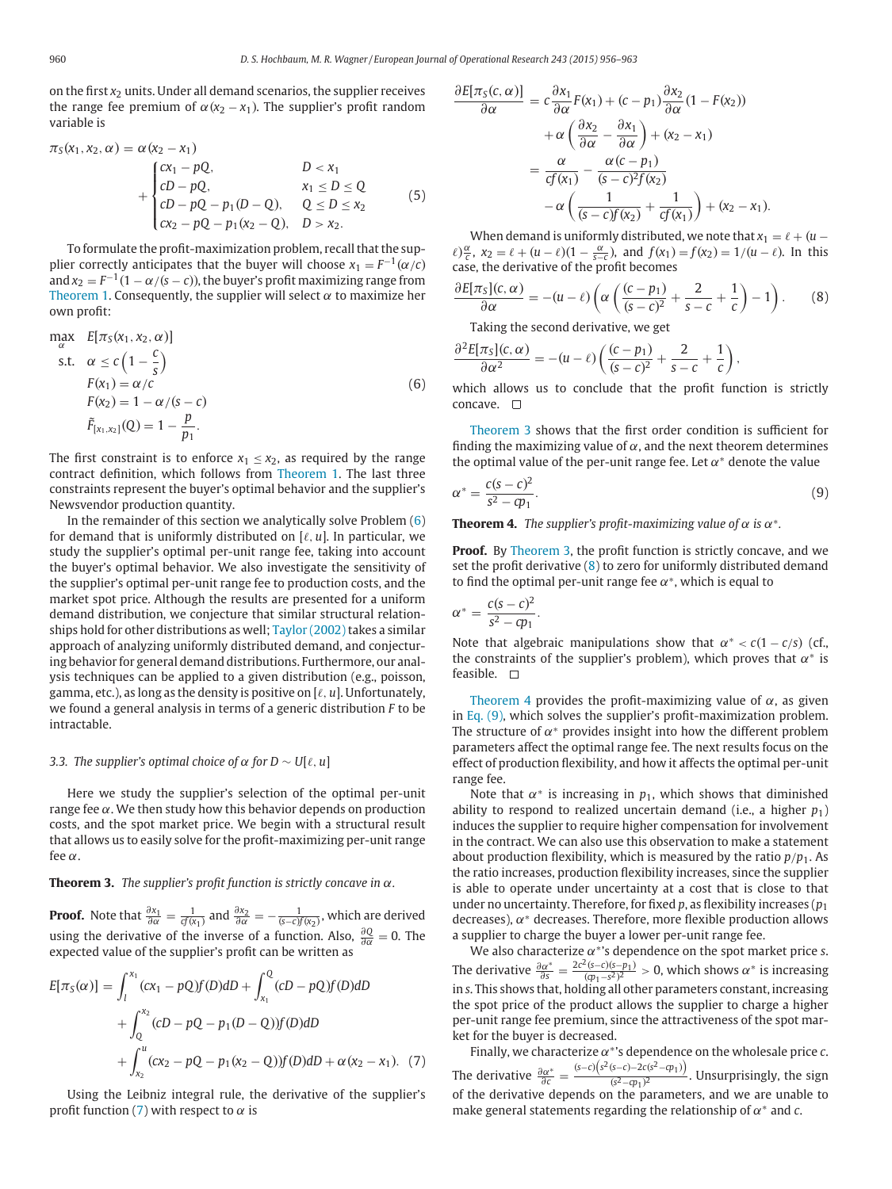on the first $x_2$ units. Under all demand scenarios, the supplier receives the range fee premium of $\alpha(x_2 - x_1)$. The supplier's profit random variable is

$$\pi_S(x_1, x_2, \alpha) = \alpha(x_2 - x_1) + \begin{cases} cx_1 - pQ, & D < x_1 \\ cD - pQ, & x_1 \le D \le Q \\ cD - pQ - p_1(D - Q), & Q \le D \le x_2 \\ cx_2 - pQ - p_1(x_2 - Q), & D > x_2. \end{cases} \tag{5}$$

To formulate the profit-maximization problem, recall that the supplier correctly anticipates that the buyer will choose $x_1 = F^{-1}(\alpha/c)$ and $x_2 = F^{-1}(1 - \alpha/(s - c))$, the buyer's profit maximizing range from Theorem 1. Consequently, the supplier will select $\alpha$ to maximize her own profit:

$$\begin{aligned} \max_{\alpha} \quad & E[\pi_S(x_1, x_2, \alpha)] \\ \text{s.t.} \quad & \alpha \le c\left(1 - \frac{c}{s}\right) \\ & F(x_1) = \alpha/c \\ & F(x_2) = 1 - \alpha/(s - c) \\ & \tilde{F}_{[x_1,x_2]}(Q) = 1 - \frac{p}{p_1}. \end{aligned} \tag{6}$$

The first constraint is to enforce $x_1 \le x_2$, as required by the range contract definition, which follows from Theorem 1. The last three constraints represent the buyer's optimal behavior and the supplier's Newsvendor production quantity.

In the remainder of this section we analytically solve Problem (6) for demand that is uniformly distributed on $[\ell, u]$. In particular, we study the supplier's optimal per-unit range fee, taking into account the buyer's optimal behavior. We also investigate the sensitivity of the supplier's optimal per-unit range fee to production costs, and the market spot price. Although the results are presented for a uniform demand distribution, we conjecture that similar structural relationships hold for other distributions as well; Taylor (2002) takes a similar approach of analyzing uniformly distributed demand, and conjecturing behavior for general demand distributions. Furthermore, our analysis techniques can be applied to a given distribution (e.g., poisson, gamma, etc.), as long as the density is positive on $[\ell, u]$. Unfortunately, we found a general analysis in terms of a generic distribution $F$ to be intractable.

### 3.3. The supplier's optimal choice of $\alpha$ for $D \sim U[\ell, u]$

Here we study the supplier's selection of the optimal per-unit range fee $\alpha$. We then study how this behavior depends on production costs, and the spot market price. We begin with a structural result that allows us to easily solve for the profit-maximizing per-unit range fee $\alpha$.

**Theorem 3.** *The supplier's profit function is strictly concave in $\alpha$.*

**Proof.** Note that $\frac{\partial x_1}{\partial \alpha} = \frac{1}{cf(x_1)}$ and $\frac{\partial x_2}{\partial \alpha} = -\frac{1}{(s-c)f(x_2)}$, which are derived using the derivative of the inverse of a function. Also, $\frac{\partial Q}{\partial \alpha} = 0$. The expected value of the supplier's profit can be written as

$$\begin{aligned} E[\pi_S(\alpha)] = & \int_l^{x_1} (cx_1 - pQ) f(D) dD + \int_{x_1}^{Q} (cD - pQ) f(D) dD \\ & + \int_Q^{x_2} (cD - pQ - p_1(D - Q)) f(D) dD \\ & + \int_{x_2}^{u} (cx_2 - pQ - p_1(x_2 - Q)) f(D) dD + \alpha(x_2 - x_1). \end{aligned} \tag{7}$$

Using the Leibniz integral rule, the derivative of the supplier's profit function (7) with respect to $\alpha$ is

$$\begin{aligned} \frac{\partial E[\pi_S(c, \alpha)]}{\partial \alpha} = & \, c \frac{\partial x_1}{\partial \alpha} F(x_1) + (c - p_1) \frac{\partial x_2}{\partial \alpha} (1 - F(x_2)) \\ & + \alpha \left( \frac{\partial x_2}{\partial \alpha} - \frac{\partial x_1}{\partial \alpha} \right) + (x_2 - x_1) \\ = & \, \frac{\alpha}{cf(x_1)} - \frac{\alpha(c - p_1)}{(s - c)^2 f(x_2)} \\ & - \alpha \left( \frac{1}{(s - c)f(x_2)} + \frac{1}{cf(x_1)} \right) + (x_2 - x_1). \end{aligned}$$

When demand is uniformly distributed, we note that $x_1 = \ell + (u - \ell)\frac{\alpha}{c}$, $x_2 = \ell + (u - \ell)(1 - \frac{\alpha}{s-c})$, and $f(x_1) = f(x_2) = 1/(u - \ell)$. In this case, the derivative of the profit becomes

$$\frac{\partial E[\pi_S](c, \alpha)}{\partial \alpha} = -(u - \ell)\left( \alpha \left( \frac{(c - p_1)}{(s - c)^2} + \frac{2}{s - c} + \frac{1}{c} \right) - 1 \right). \tag{8}$$

Taking the second derivative, we get

$$\frac{\partial^2 E[\pi_S](c, \alpha)}{\partial \alpha^2} = -(u - \ell)\left( \frac{(c - p_1)}{(s - c)^2} + \frac{2}{s - c} + \frac{1}{c} \right),$$

which allows us to conclude that the profit function is strictly concave. ☐

Theorem 3 shows that the first order condition is sufficient for finding the maximizing value of $\alpha$, and the next theorem determines the optimal value of the per-unit range fee. Let $\alpha^*$ denote the value

$$\alpha^* = \frac{c(s - c)^2}{s^2 - cp_1}. \tag{9}$$

**Theorem 4.** *The supplier's profit-maximizing value of $\alpha$ is $\alpha^*$.*

**Proof.** By Theorem 3, the profit function is strictly concave, and we set the profit derivative (8) to zero for uniformly distributed demand to find the optimal per-unit range fee $\alpha^*$, which is equal to

$$\alpha^* = \frac{c(s - c)^2}{s^2 - cp_1}.$$

Note that algebraic manipulations show that $\alpha^* < c(1 - c/s)$ (cf., the constraints of the supplier's problem), which proves that $\alpha^*$ is feasible. ☐

Theorem 4 provides the profit-maximizing value of $\alpha$, as given in Eq. (9), which solves the supplier's profit-maximization problem. The structure of $\alpha^*$ provides insight into how the different problem parameters affect the optimal range fee. The next results focus on the effect of production flexibility, and how it affects the optimal per-unit range fee.

Note that $\alpha^*$ is increasing in $p_1$, which shows that diminished ability to respond to realized uncertain demand (i.e., a higher $p_1$) induces the supplier to require higher compensation for involvement in the contract. We can also use this observation to make a statement about production flexibility, which is measured by the ratio $p/p_1$. As the ratio increases, production flexibility increases, since the supplier is able to operate under uncertainty at a cost that is close to that under no uncertainty. Therefore, for fixed $p$, as flexibility increases ($p_1$ decreases), $\alpha^*$ decreases. Therefore, more flexible production allows a supplier to charge a buyer a lower per-unit range fee.

We also characterize $\alpha^*$'s dependence on the spot market price $s$. The derivative $\frac{\partial \alpha^*}{\partial s} = \frac{2c^2(s-c)(s-p_1)}{(cp_1 - s^2)^2} > 0$, which shows $\alpha^*$ is increasing in $s$. This shows that, holding all other parameters constant, increasing the spot price of the product allows the supplier to charge a higher per-unit range fee premium, since the attractiveness of the spot market for the buyer is decreased.

Finally, we characterize $\alpha^*$'s dependence on the wholesale price $c$. The derivative $\frac{\partial \alpha^*}{\partial c} = \frac{(s-c)\left(s^2(s-c) - 2c(s^2 - cp_1)\right)}{(s^2 - cp_1)^2}$. Unsurprisingly, the sign of the derivative depends on the parameters, and we are unable to make general statements regarding the relationship of $\alpha^*$ and $c$.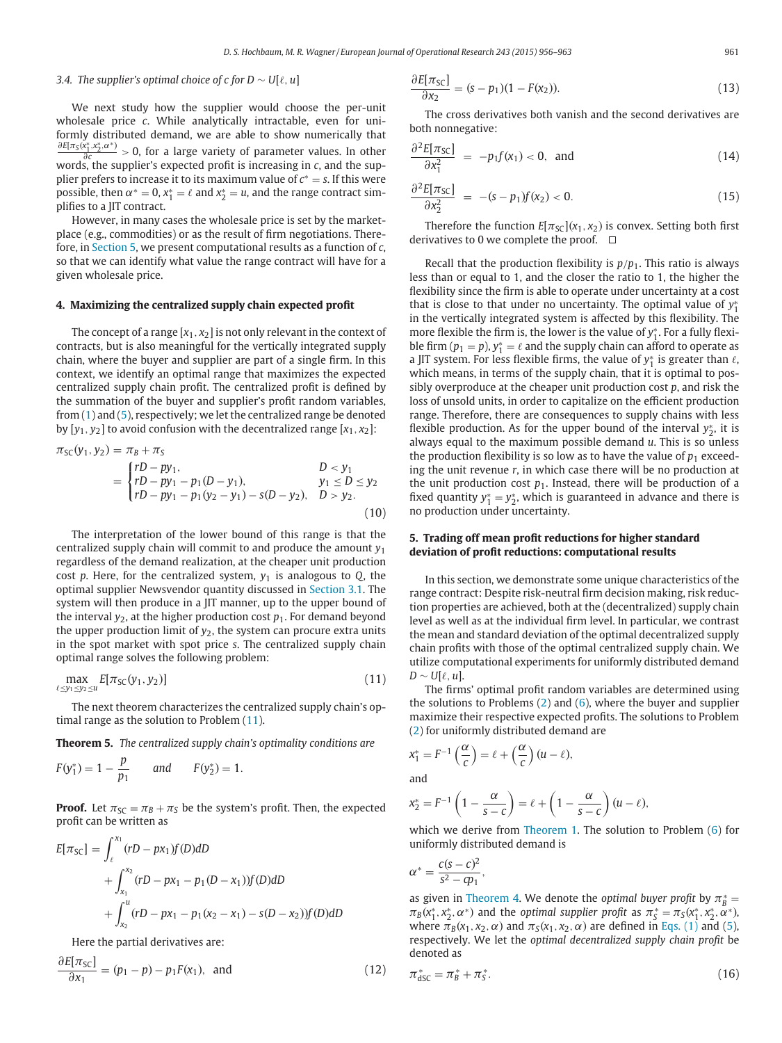### 3.4. The supplier's optimal choice of c for $D \sim U[\ell, u]$

We next study how the supplier would choose the per-unit wholesale price $c$. While analytically intractable, even for uniformly distributed demand, we are able to show numerically that $\frac{\partial E[\pi_S(x_1^*, x_2^*, \alpha^*)]}{\partial c} > 0$, for a large variety of parameter values. In other words, the supplier's expected profit is increasing in $c$, and the supplier prefers to increase it to its maximum value of $c^* = s$. If this were possible, then $\alpha^* = 0$, $x_1^* = \ell$ and $x_2^* = u$, and the range contract simplifies to a JIT contract.

However, in many cases the wholesale price is set by the marketplace (e.g., commodities) or as the result of firm negotiations. Therefore, in Section 5, we present computational results as a function of $c$, so that we can identify what value the range contract will have for a given wholesale price.

## 4. Maximizing the centralized supply chain expected profit

The concept of a range $[x_1, x_2]$ is not only relevant in the context of contracts, but is also meaningful for the vertically integrated supply chain, where the buyer and supplier are part of a single firm. In this context, we identify an optimal range that maximizes the expected centralized supply chain profit. The centralized profit is defined by the summation of the buyer and supplier's profit random variables, from (1) and (5), respectively; we let the centralized range be denoted by $[y_1, y_2]$ to avoid confusion with the decentralized range $[x_1, x_2]$:

$$\pi_{SC}(y_1, y_2) = \pi_B + \pi_S = \begin{cases} rD - py_1, & D < y_1 \\ rD - py_1 - p_1(D - y_1), & y_1 \le D \le y_2 \\ rD - py_1 - p_1(y_2 - y_1) - s(D - y_2), & D > y_2. \end{cases} \tag{10}$$

The interpretation of the lower bound of this range is that the centralized supply chain will commit to and produce the amount $y_1$ regardless of the demand realization, at the cheaper unit production cost $p$. Here, for the centralized system, $y_1$ is analogous to $Q$, the optimal supplier Newsvendor quantity discussed in Section 3.1. The system will then produce in a JIT manner, up to the upper bound of the interval $y_2$, at the higher production cost $p_1$. For demand beyond the upper production limit of $y_2$, the system can procure extra units in the spot market with spot price $s$. The centralized supply chain optimal range solves the following problem:

$$\max_{\ell \le y_1 \le y_2 \le u} E[\pi_{SC}(y_1, y_2)] \tag{11}$$

The next theorem characterizes the centralized supply chain's optimal range as the solution to Problem (11).

**Theorem 5.** *The centralized supply chain's optimality conditions are*

$$F(y_1^*) = 1 - \frac{p}{p_1} \quad \text{and} \quad F(y_2^*) = 1.$$

**Proof.** Let $\pi_{SC} = \pi_B + \pi_S$ be the system's profit. Then, the expected profit can be written as

$$E[\pi_{SC}] = \int_{\ell}^{x_1} (rD - px_1) f(D) dD + \int_{x_1}^{x_2} (rD - px_1 - p_1(D - x_1)) f(D) dD + \int_{x_2}^{u} (rD - px_1 - p_1(x_2 - x_1) - s(D - x_2)) f(D) dD$$

Here the partial derivatives are:

$$\frac{\partial E[\pi_{SC}]}{\partial x_1} = (p_1 - p) - p_1 F(x_1), \quad \text{and} \tag{12}$$

$$\frac{\partial E[\pi_{SC}]}{\partial x_2} = (s - p_1)(1 - F(x_2)). \tag{13}$$

The cross derivatives both vanish and the second derivatives are both nonnegative:

$$\frac{\partial^2 E[\pi_{SC}]}{\partial x_1^2} = -p_1 f(x_1) < 0, \quad \text{and} \tag{14}$$

$$\frac{\partial^2 E[\pi_{SC}]}{\partial x_2^2} = -(s - p_1) f(x_2) < 0. \tag{15}$$

Therefore the function $E[\pi_{SC}](x_1, x_2)$ is convex. Setting both first derivatives to 0 we complete the proof. □

Recall that the production flexibility is $p/p_1$. This ratio is always less than or equal to 1, and the closer the ratio to 1, the higher the flexibility since the firm is able to operate under uncertainty at a cost that is close to that under no uncertainty. The optimal value of $y_1^*$ in the vertically integrated system is affected by this flexibility. The more flexible the firm is, the lower is the value of $y_1^*$. For a fully flexible firm ($p_1 = p$), $y_1^* = \ell$ and the supply chain can afford to operate as a JIT system. For less flexible firms, the value of $y_1^*$ is greater than $\ell$, which means, in terms of the supply chain, that it is optimal to possibly overproduce at the cheaper unit production cost $p$, and risk the loss of unsold units, in order to capitalize on the efficient production range. Therefore, there are consequences to supply chains with less flexible production. As for the upper bound of the interval $y_2^*$, it is always equal to the maximum possible demand $u$. This is so unless the production flexibility is so low as to have the value of $p_1$ exceeding the unit revenue $r$, in which case there will be no production at the unit production cost $p_1$. Instead, there will be production of a fixed quantity $y_1^* = y_2^*$, which is guaranteed in advance and there is no production under uncertainty.

## 5. Trading off mean profit reductions for higher standard deviation of profit reductions: computational results

In this section, we demonstrate some unique characteristics of the range contract: Despite risk-neutral firm decision making, risk reduction properties are achieved, both at the (decentralized) supply chain level as well as at the individual firm level. In particular, we contrast the mean and standard deviation of the optimal decentralized supply chain profits with those of the optimal centralized supply chain. We utilize computational experiments for uniformly distributed demand $D \sim U[\ell, u]$.

The firms' optimal profit random variables are determined using the solutions to Problems (2) and (6), where the buyer and supplier maximize their respective expected profits. The solutions to Problem (2) for uniformly distributed demand are

$$x_1^* = F^{-1}\left(\frac{\alpha}{c}\right) = \ell + \left(\frac{\alpha}{c}\right)(u - \ell),$$

and

$$x_2^* = F^{-1}\left(1 - \frac{\alpha}{s - c}\right) = \ell + \left(1 - \frac{\alpha}{s - c}\right)(u - \ell),$$

which we derive from Theorem 1. The solution to Problem (6) for uniformly distributed demand is

$$\alpha^* = \frac{c(s - c)^2}{s^2 - cp_1},$$

as given in Theorem 4. We denote the *optimal buyer profit* by $\pi_B^* = \pi_B(x_1^*, x_2^*, \alpha^*)$ and the *optimal supplier profit* as $\pi_S^* = \pi_S(x_1^*, x_2^*, \alpha^*)$, where $\pi_B(x_1, x_2, \alpha)$ and $\pi_S(x_1, x_2, \alpha)$ are defined in Eqs. (1) and (5), respectively. We let the *optimal decentralized supply chain profit* be denoted as

$$\pi_{dSC}^* = \pi_B^* + \pi_S^*. \tag{16}$$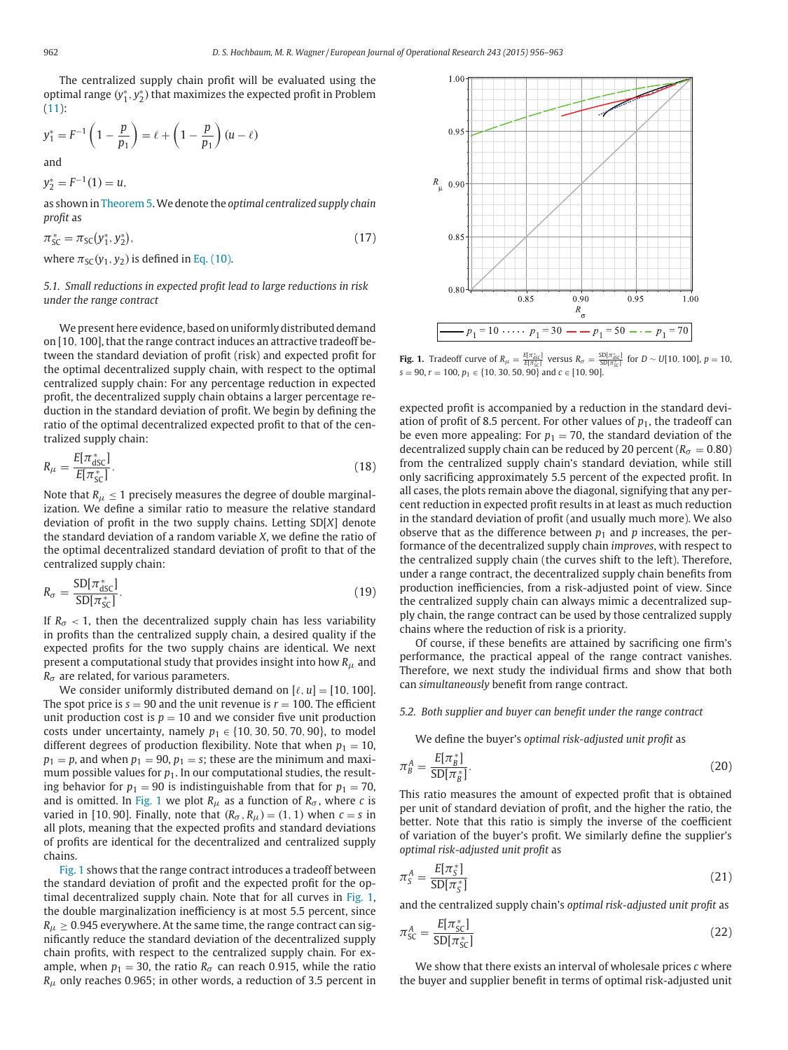The centralized supply chain profit will be evaluated using the optimal range $(y_1^*, y_2^*)$ that maximizes the expected profit in Problem (11):

$$y_1^* = F^{-1}\left(1 - \frac{p}{p_1}\right) = \ell + \left(1 - \frac{p}{p_1}\right)(u - \ell)$$

and

$$y_2^* = F^{-1}(1) = u,$$

as shown in Theorem 5. We denote the *optimal centralized supply chain profit* as

$$\pi_{SC}^* = \pi_{SC}(y_1^*, y_2^*), \tag{17}$$

where $\pi_{SC}(y_1, y_2)$ is defined in Eq. (10).

### 5.1. Small reductions in expected profit lead to large reductions in risk under the range contract

We present here evidence, based on uniformly distributed demand on [10, 100], that the range contract induces an attractive tradeoff between the standard deviation of profit (risk) and expected profit for the optimal decentralized supply chain, with respect to the optimal centralized supply chain: For any percentage reduction in expected profit, the decentralized supply chain obtains a larger percentage reduction in the standard deviation of profit. We begin by defining the ratio of the optimal decentralized expected profit to that of the centralized supply chain:

$$R_\mu = \frac{E[\pi_{dSC}^*]}{E[\pi_{SC}^*]}. \tag{18}$$

Note that $R_\mu \le 1$ precisely measures the degree of double marginalization. We define a similar ratio to measure the relative standard deviation of profit in the two supply chains. Letting SD[$X$] denote the standard deviation of a random variable $X$, we define the ratio of the optimal decentralized standard deviation of profit to that of the centralized supply chain:

$$R_\sigma = \frac{\mathrm{SD}[\pi_{dSC}^*]}{\mathrm{SD}[\pi_{SC}^*]}. \tag{19}$$

If $R_\sigma < 1$, then the decentralized supply chain has less variability in profits than the centralized supply chain, a desired quality if the expected profits for the two supply chains are identical. We next present a computational study that provides insight into how $R_\mu$ and $R_\sigma$ are related, for various parameters.

We consider uniformly distributed demand on $[\ell, u] = [10, 100]$. The spot price is $s = 90$ and the unit revenue is $r = 100$. The efficient unit production cost is $p = 10$ and we consider five unit production costs under uncertainty, namely $p_1 \in \{10, 30, 50, 70, 90\}$, to model different degrees of production flexibility. Note that when $p_1 = 10$, $p_1 = p$, and when $p_1 = 90$, $p_1 = s$; these are the minimum and maximum possible values for $p_1$. In our computational studies, the resulting behavior for $p_1 = 90$ is indistinguishable from that for $p_1 = 70$, and is omitted. In Fig. 1 we plot $R_\mu$ as a function of $R_\sigma$, where $c$ is varied in [10, 90]. Finally, note that $(R_\sigma, R_\mu) = (1, 1)$ when $c = s$ in all plots, meaning that the expected profits and standard deviations of profits are identical for the decentralized and centralized supply chains.

**Fig. 1.** Tradeoff curve of $R_\mu = \frac{E[\pi_{dSC}^*]}{E[\pi_{SC}^*]}$ versus $R_\sigma = \frac{\mathrm{SD}[\pi_{dSC}^*]}{\mathrm{SD}[\pi_{SC}^*]}$ for $D \sim U[10, 100]$, $p = 10$, $s = 90$, $r = 100$, $p_1 \in \{10, 30, 50, 90\}$ and $c \in [10, 90]$.

Fig. 1 shows that the range contract introduces a tradeoff between the standard deviation of profit and the expected profit for the optimal decentralized supply chain. Note that for all curves in Fig. 1, the double marginalization inefficiency is at most 5.5 percent, since $R_\mu \ge 0.945$ everywhere. At the same time, the range contract can significantly reduce the standard deviation of the decentralized supply chain profits, with respect to the centralized supply chain. For example, when $p_1 = 30$, the ratio $R_\sigma$ can reach 0.915, while the ratio $R_\mu$ only reaches 0.965; in other words, a reduction of 3.5 percent in expected profit is accompanied by a reduction in the standard deviation of profit of 8.5 percent. For other values of $p_1$, the tradeoff can be even more appealing: For $p_1 = 70$, the standard deviation of the decentralized supply chain can be reduced by 20 percent ($R_\sigma = 0.80$) from the centralized supply chain's standard deviation, while still only sacrificing approximately 5.5 percent of the expected profit. In all cases, the plots remain above the diagonal, signifying that any percent reduction in expected profit results in at least as much reduction in the standard deviation of profit (and usually much more). We also observe that as the difference between $p_1$ and $p$ increases, the performance of the decentralized supply chain *improves*, with respect to the centralized supply chain (the curves shift to the left). Therefore, under a range contract, the decentralized supply chain benefits from production inefficiencies, from a risk-adjusted point of view. Since the centralized supply chain can always mimic a decentralized supply chain, the range contract can be used by those centralized supply chains where the reduction of risk is a priority.

Of course, if these benefits are attained by sacrificing one firm's performance, the practical appeal of the range contract vanishes. Therefore, we next study the individual firms and show that both can *simultaneously* benefit from range contract.

### 5.2. Both supplier and buyer can benefit under the range contract

We define the buyer's *optimal risk-adjusted unit profit* as

$$\pi_B^A = \frac{E[\pi_B^*]}{\mathrm{SD}[\pi_B^*]}. \tag{20}$$

This ratio measures the amount of expected profit that is obtained per unit of standard deviation of profit, and the higher the ratio, the better. Note that this ratio is simply the inverse of the coefficient of variation of the buyer's profit. We similarly define the supplier's *optimal risk-adjusted unit profit* as

$$\pi_S^A = \frac{E[\pi_S^*]}{\mathrm{SD}[\pi_S^*]} \tag{21}$$

and the centralized supply chain's *optimal risk-adjusted unit profit* as

$$\pi_{SC}^A = \frac{E[\pi_{SC}^*]}{\mathrm{SD}[\pi_{SC}^*]} \tag{22}$$

We show that there exists an interval of wholesale prices $c$ where the buyer and supplier benefit in terms of optimal risk-adjusted unit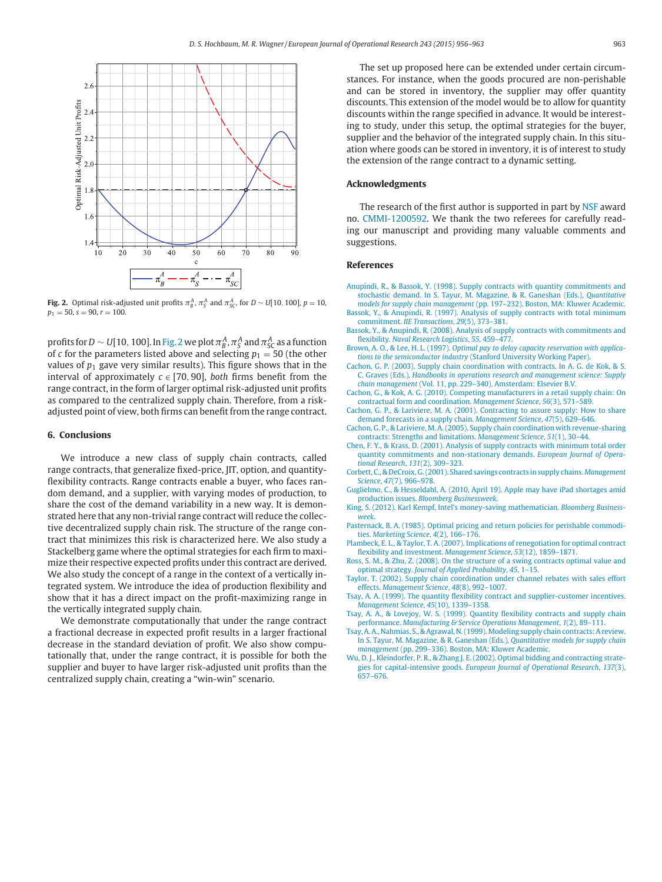Optimal Risk-Adjusted Unit Profits

2.6
2.4
2.2
2.0
1.8
1.6
1.4

10 20 30 40 50 60 70 80 90

c

$\pi_B^A$ $\pi_S^A$ $\pi_{SC}^A$

**Fig. 2.** Optimal risk-adjusted unit profits $\pi_B^A$, $\pi_S^A$ and $\pi_{SC}^A$, for $D \sim U[10, 100]$, $p = 10$, $p_1 = 50$, $s = 90$, $r = 100$.

profits for $D \sim U[10, 100]$. In Fig. 2 we plot $\pi_B^A, \pi_S^A$ and $\pi_{SC}^A$ as a function of $c$ for the parameters listed above and selecting $p_1 = 50$ (the other values of $p_1$ gave very similar results). This figure shows that in the interval of approximately $c \in [70, 90]$, *both* firms benefit from the range contract, in the form of larger optimal risk-adjusted unit profits as compared to the centralized supply chain. Therefore, from a risk-adjusted point of view, both firms can benefit from the range contract.

## 6. Conclusions

We introduce a new class of supply chain contracts, called range contracts, that generalize fixed-price, JIT, option, and quantity-flexibility contracts. Range contracts enable a buyer, who faces random demand, and a supplier, with varying modes of production, to share the cost of the demand variability in a new way. It is demonstrated here that any non-trivial range contract will reduce the collective decentralized supply chain risk. The structure of the range contract that minimizes this risk is characterized here. We also study a Stackelberg game where the optimal strategies for each firm to maximize their respective expected profits under this contract are derived. We also study the concept of a range in the context of a vertically integrated system. We introduce the idea of production flexibility and show that it has a direct impact on the profit-maximizing range in the vertically integrated supply chain.

We demonstrate computationally that under the range contract a fractional decrease in expected profit results in a larger fractional decrease in the standard deviation of profit. We also show computationally that, under the range contract, it is possible for both the supplier and buyer to have larger risk-adjusted unit profits than the centralized supply chain, creating a "win-win" scenario.

The set up proposed here can be extended under certain circumstances. For instance, when the goods procured are non-perishable and can be stored in inventory, the supplier may offer quantity discounts. This extension of the model would be to allow for quantity discounts within the range specified in advance. It would be interesting to study, under this setup, the optimal strategies for the buyer, supplier and the behavior of the integrated supply chain. In this situation where goods can be stored in inventory, it is of interest to study the extension of the range contract to a dynamic setting.

## Acknowledgments

The research of the first author is supported in part by NSF award no. CMMI-1200592. We thank the two referees for carefully reading our manuscript and providing many valuable comments and suggestions.

## References

Anupindi, R., & Bassok, Y. (1998). Supply contracts with quantity commitments and stochastic demand. In S. Tayur, M. Magazine, & R. Ganeshan (Eds.), *Quantitative models for supply chain management* (pp. 197–232). Boston, MA: Kluwer Academic.

Bassok, Y., & Anupindi, R. (1997). Analysis of supply contracts with total minimum commitment. *IIE Transactions*, *29*(5), 373–381.

Bassok, Y., & Anupindi, R. (2008). Analysis of supply contracts with commitments and flexibility. *Naval Research Logistics*, *55*, 459–477.

Brown, A. O., & Lee, H. L. (1997). *Optimal pay to delay capacity reservation with applications to the semiconductor industry* (Stanford University Working Paper).

Cachon, G. P. (2003). Supply chain coordination with contracts. In A. G. de Kok, & S. C. Graves (Eds.), *Handbooks in operations research and management science: Supply chain management* (Vol. 11, pp. 229–340). Amsterdam: Elsevier B.V.

Cachon, G., & Kok, A. G. (2010). Competing manufacturers in a retail supply chain: On contractual form and coordination. *Management Science*, *56*(3), 571–589.

Cachon, G. P., & Lariviere, M. A. (2001). Contracting to assure supply: How to share demand forecasts in a supply chain. *Management Science*, *47*(5), 629–646.

Cachon, G. P., & Lariviere, M. A. (2005). Supply chain coordination with revenue-sharing contracts: Strengths and limitations. *Management Science*, *51*(1), 30–44.

Chen, F. Y., & Krass, D. (2001). Analysis of supply contracts with minimum total order quantity commitments and non-stationary demands. *European Journal of Operational Research*, *131*(2), 309–323.

Corbett, C., & DeCroix, G. (2001). Shared savings contracts in supply chains. *Management Science*, *47*(7), 966–978.

Guglielmo, C., & Hesseldahl, A. (2010, April 19). Apple may have iPad shortages amid production issues. *Bloomberg Businessweek*.

King, S. (2012). Karl Kempf, Intel's money-saving mathematician. *Bloomberg Businessweek*.

Pasternack, B. A. (1985). Optimal pricing and return policies for perishable commodities. *Marketing Science*, *4*(2), 166–176.

Plambeck, E. L., & Taylor, T. A. (2007). Implications of renegotiation for optimal contract flexibility and investment. *Management Science*, *53*(12), 1859–1871.

Ross, S. M., & Zhu, Z. (2008). On the structure of a swing contracts optimal value and optimal strategy. *Journal of Applied Probability*, *45*, 1–15.

Taylor, T. (2002). Supply chain coordination under channel rebates with sales effort effects. *Management Science*, *48*(8), 992–1007.

Tsay, A. A. (1999). The quantity flexibility contract and supplier-customer incentives. *Management Science*, *45*(10), 1339–1358.

Tsay, A. A., & Lovejoy, W. S. (1999). Quantity flexibility contracts and supply chain performance. *Manufacturing & Service Operations Management*, *1*(2), 89–111.

Tsay, A. A., Nahmias, S., & Agrawal, N. (1999). Modeling supply chain contracts: A review. In S. Tayur, M. Magazine, & R. Ganeshan (Eds.), *Quantitative models for supply chain management* (pp. 299–336). Boston, MA: Kluwer Academic.

Wu, D. J., Kleindorfer, P. R., & Zhang J. E. (2002). Optimal bidding and contracting strategies for capital-intensive goods. *European Journal of Operational Research*, *137*(3), 657–676.